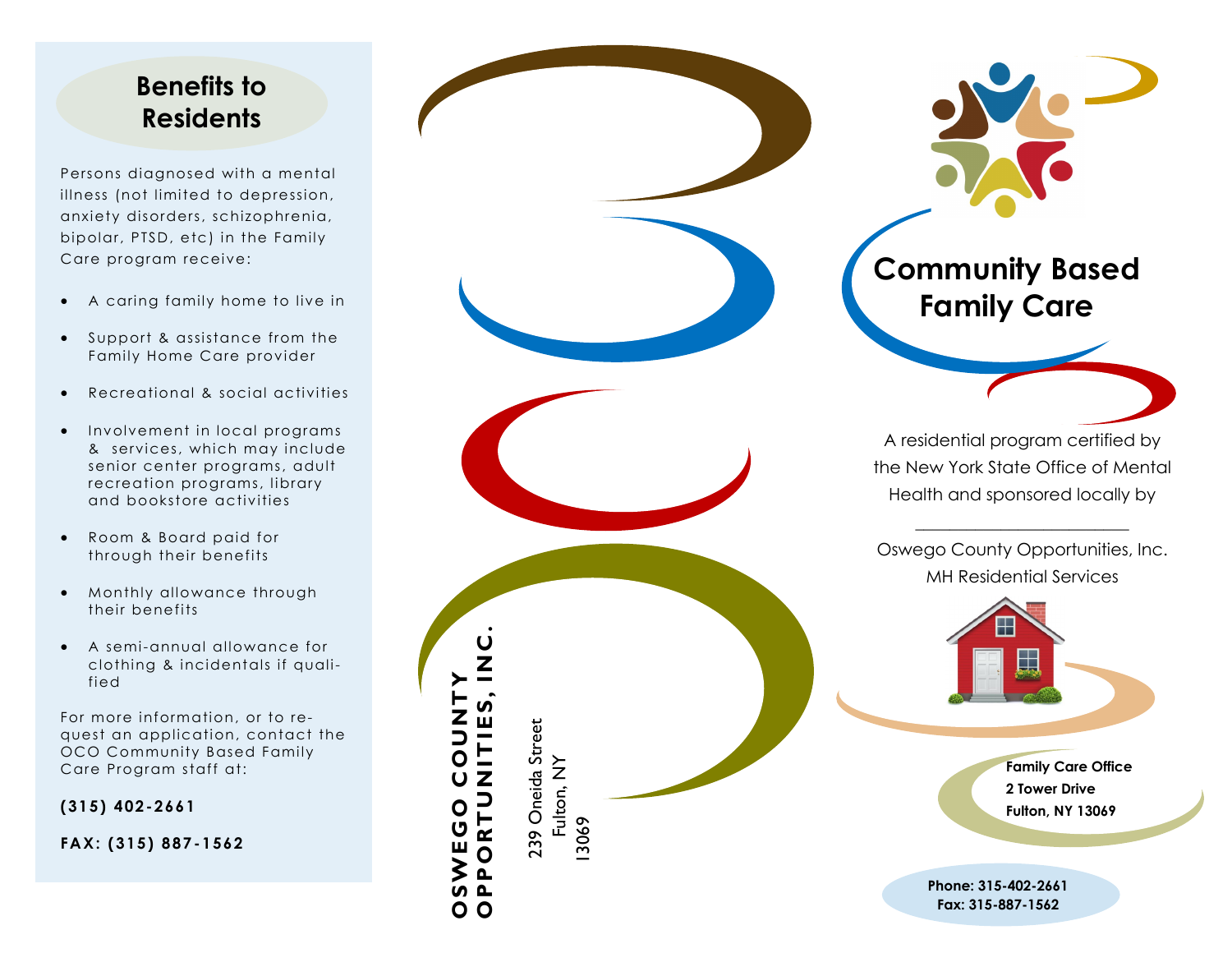## Benefits to Residents

Persons diagnosed with a mental illness (not limited to depression, anxiety disorders, schizophrenia, bipolar, PTSD, etc) in the Family Care program receive:

- A caring family home to live in
- Support & assistance from the Family Home Care provider
- Recreational & social activities
- Involvement in local programs & services, which may include senior center programs, adult recreation programs, library and bookstore activities
- Room & Board paid for through their benefits
- Monthly allowance through their benefits
- A semi-annual allowance for clothing & incidentals if qualified

For more information, or to request an application, contact the OCO Community Based Family Care Program staff at:

**(315) 402-2661**

**FAX: (315) 887-1562**

**OSWEGO COUNTY OPPORTUNITIES, INC.**

239 Oneida Street
Fulton, NY
13069

# Community Based Family Care

A residential program certified by the New York State Office of Mental Health and sponsored locally by

\_\_\_\_\_\_\_\_\_\_\_\_\_\_\_\_\_\_\_\_\_\_\_\_

Oswego County Opportunities, Inc.
MH Residential Services

**Family Care Office**
**2 Tower Drive**
**Fulton, NY 13069**

**Phone: 315-402-2661**
**Fax: 315-887-1562**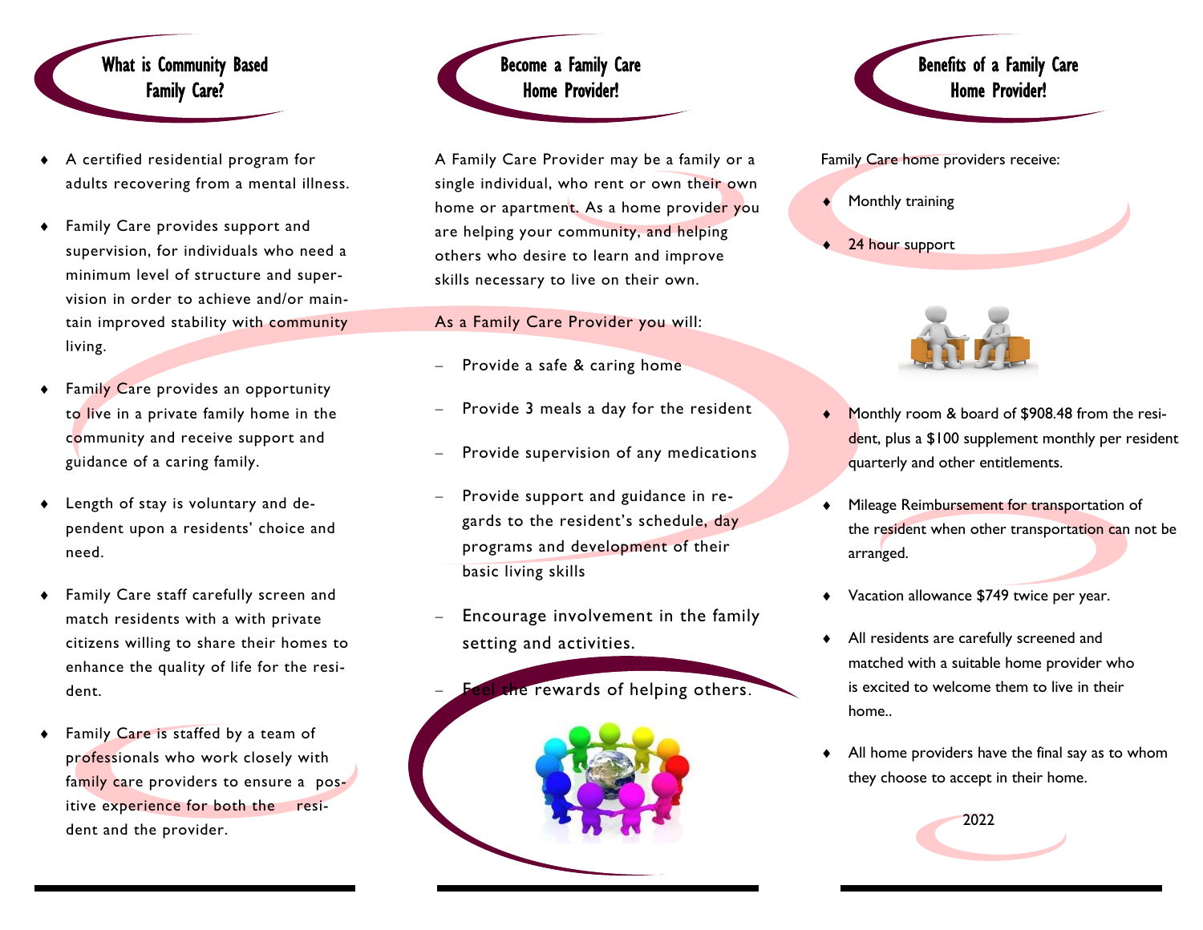## What is Community Based Family Care?

- A certified residential program for adults recovering from a mental illness.
- Family Care provides support and supervision, for individuals who need a minimum level of structure and supervision in order to achieve and/or maintain improved stability with community living.
- Family Care provides an opportunity to live in a private family home in the community and receive support and guidance of a caring family.
- Length of stay is voluntary and dependent upon a residents' choice and need.
- Family Care staff carefully screen and match residents with a with private citizens willing to share their homes to enhance the quality of life for the resident.
- Family Care is staffed by a team of professionals who work closely with family care providers to ensure a positive experience for both the resident and the provider.

## Become a Family Care Home Provider!

A Family Care Provider may be a family or a single individual, who rent or own their own home or apartment. As a home provider you are helping your community, and helping others who desire to learn and improve skills necessary to live on their own.

As a Family Care Provider you will:

- Provide a safe & caring home
- Provide 3 meals a day for the resident
- Provide supervision of any medications
- Provide support and guidance in regards to the resident's schedule, day programs and development of their basic living skills
- Encourage involvement in the family setting and activities.
- Feel the rewards of helping others.

## Benefits of a Family Care Home Provider!

Family Care home providers receive:

- Monthly training
- 24 hour support
- Monthly room & board of $908.48 from the resident, plus a $100 supplement monthly per resident quarterly and other entitlements.
- Mileage Reimbursement for transportation of the resident when other transportation can not be arranged.
- Vacation allowance $749 twice per year.
- All residents are carefully screened and matched with a suitable home provider who is excited to welcome them to live in their home..
- All home providers have the final say as to whom they choose to accept in their home.

2022